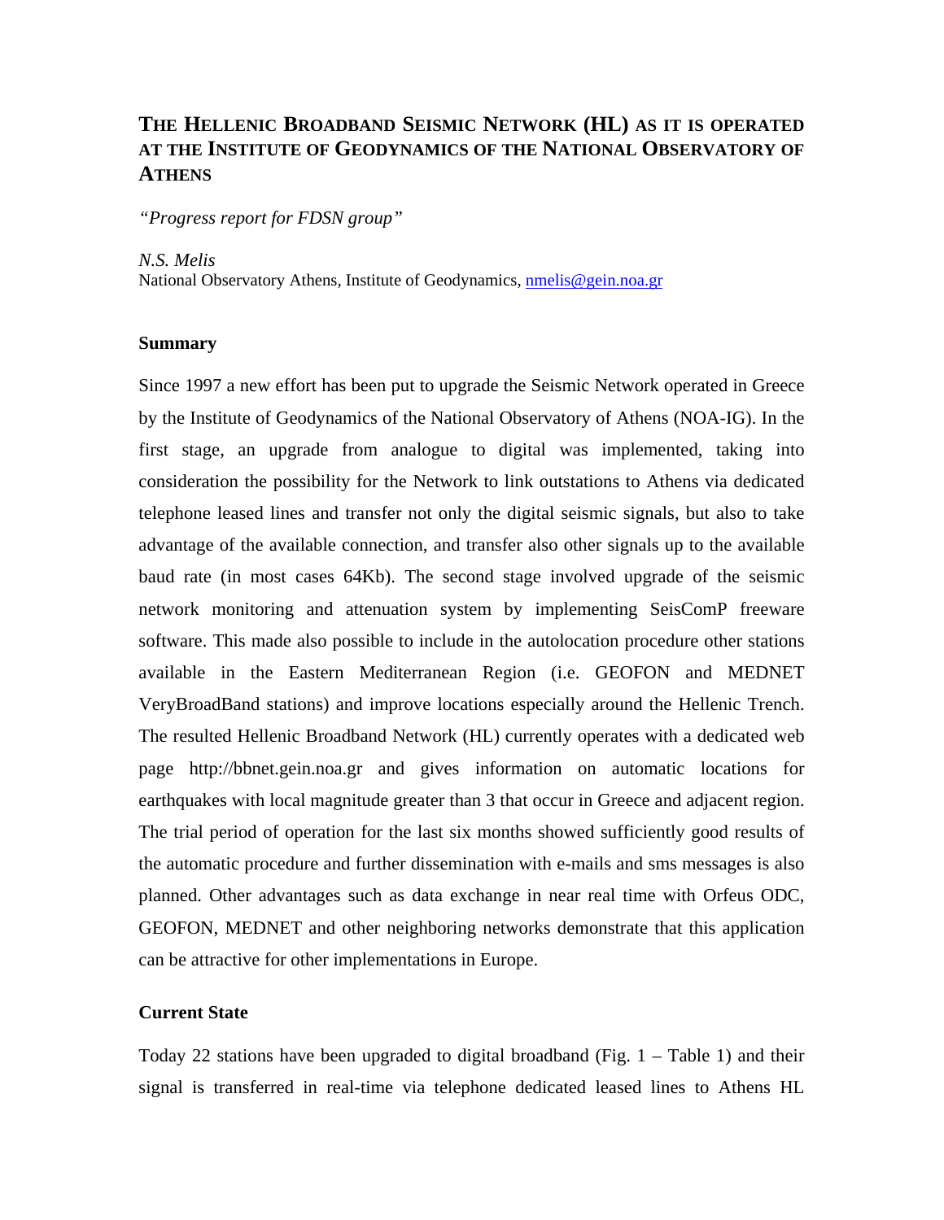# THE HELLENIC BROADBAND SEISMIC NETWORK (HL) AS IT IS OPERATED AT THE INSTITUTE OF GEODYNAMICS OF THE NATIONAL OBSERVATORY OF ATHENS

*"Progress report for FDSN group"*

*N.S. Melis*
National Observatory Athens, Institute of Geodynamics, nmelis@gein.noa.gr

## Summary

Since 1997 a new effort has been put to upgrade the Seismic Network operated in Greece by the Institute of Geodynamics of the National Observatory of Athens (NOA-IG). In the first stage, an upgrade from analogue to digital was implemented, taking into consideration the possibility for the Network to link outstations to Athens via dedicated telephone leased lines and transfer not only the digital seismic signals, but also to take advantage of the available connection, and transfer also other signals up to the available baud rate (in most cases 64Kb). The second stage involved upgrade of the seismic network monitoring and attenuation system by implementing SeisComP freeware software. This made also possible to include in the autolocation procedure other stations available in the Eastern Mediterranean Region (i.e. GEOFON and MEDNET VeryBroadBand stations) and improve locations especially around the Hellenic Trench. The resulted Hellenic Broadband Network (HL) currently operates with a dedicated web page http://bbnet.gein.noa.gr and gives information on automatic locations for earthquakes with local magnitude greater than 3 that occur in Greece and adjacent region. The trial period of operation for the last six months showed sufficiently good results of the automatic procedure and further dissemination with e-mails and sms messages is also planned. Other advantages such as data exchange in near real time with Orfeus ODC, GEOFON, MEDNET and other neighboring networks demonstrate that this application can be attractive for other implementations in Europe.

## Current State

Today 22 stations have been upgraded to digital broadband (Fig. 1 – Table 1) and their signal is transferred in real-time via telephone dedicated leased lines to Athens HL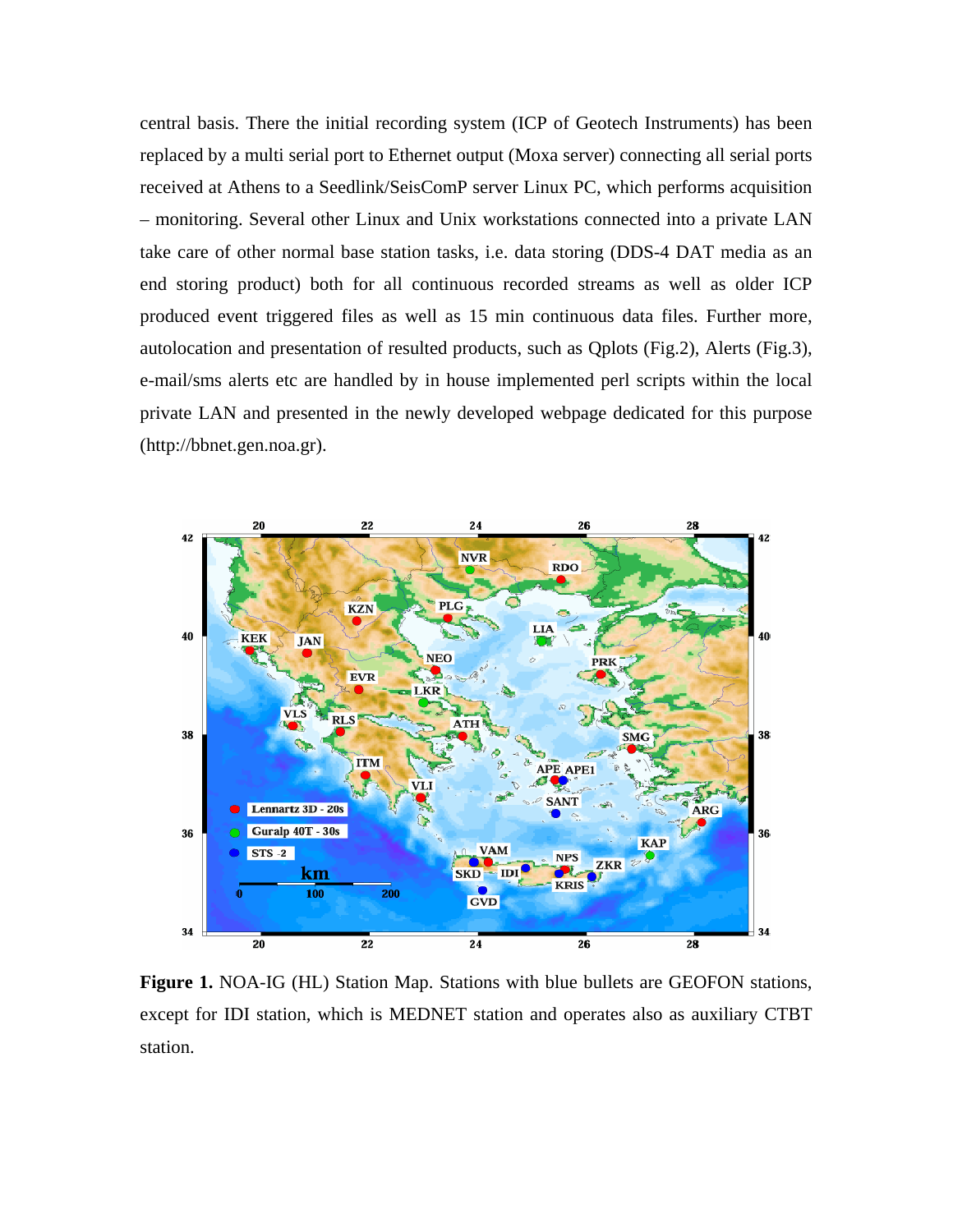central basis. There the initial recording system (ICP of Geotech Instruments) has been replaced by a multi serial port to Ethernet output (Moxa server) connecting all serial ports received at Athens to a Seedlink/SeisComP server Linux PC, which performs acquisition – monitoring. Several other Linux and Unix workstations connected into a private LAN take care of other normal base station tasks, i.e. data storing (DDS-4 DAT media as an end storing product) both for all continuous recorded streams as well as older ICP produced event triggered files as well as 15 min continuous data files. Further more, autolocation and presentation of resulted products, such as Qplots (Fig.2), Alerts (Fig.3), e-mail/sms alerts etc are handled by in house implemented perl scripts within the local private LAN and presented in the newly developed webpage dedicated for this purpose (http://bbnet.gen.noa.gr).

**Figure 1.** NOA-IG (HL) Station Map. Stations with blue bullets are GEOFON stations, except for IDI station, which is MEDNET station and operates also as auxiliary CTBT station.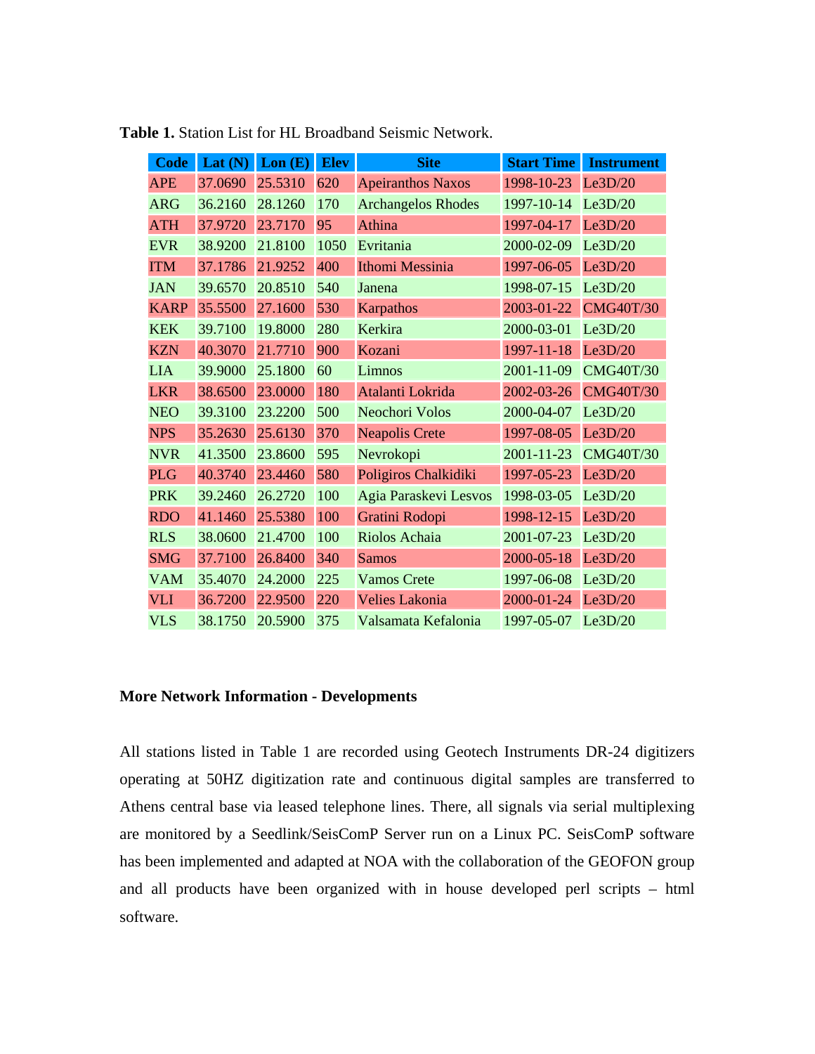**Table 1.** Station List for HL Broadband Seismic Network.

| Code | Lat (N) | Lon (E) | Elev | Site | Start Time | Instrument |
|---|---|---|---|---|---|---|
| APE | 37.0690 | 25.5310 | 620 | Apeiranthos Naxos | 1998-10-23 | Le3D/20 |
| ARG | 36.2160 | 28.1260 | 170 | Archangelos Rhodes | 1997-10-14 | Le3D/20 |
| ATH | 37.9720 | 23.7170 | 95 | Athina | 1997-04-17 | Le3D/20 |
| EVR | 38.9200 | 21.8100 | 1050 | Evritania | 2000-02-09 | Le3D/20 |
| ITM | 37.1786 | 21.9252 | 400 | Ithomi Messinia | 1997-06-05 | Le3D/20 |
| JAN | 39.6570 | 20.8510 | 540 | Janena | 1998-07-15 | Le3D/20 |
| KARP | 35.5500 | 27.1600 | 530 | Karpathos | 2003-01-22 | CMG40T/30 |
| KEK | 39.7100 | 19.8000 | 280 | Kerkira | 2000-03-01 | Le3D/20 |
| KZN | 40.3070 | 21.7710 | 900 | Kozani | 1997-11-18 | Le3D/20 |
| LIA | 39.9000 | 25.1800 | 60 | Limnos | 2001-11-09 | CMG40T/30 |
| LKR | 38.6500 | 23.0000 | 180 | Atalanti Lokrida | 2002-03-26 | CMG40T/30 |
| NEO | 39.3100 | 23.2200 | 500 | Neochori Volos | 2000-04-07 | Le3D/20 |
| NPS | 35.2630 | 25.6130 | 370 | Neapolis Crete | 1997-08-05 | Le3D/20 |
| NVR | 41.3500 | 23.8600 | 595 | Nevrokopi | 2001-11-23 | CMG40T/30 |
| PLG | 40.3740 | 23.4460 | 580 | Poligiros Chalkidiki | 1997-05-23 | Le3D/20 |
| PRK | 39.2460 | 26.2720 | 100 | Agia Paraskevi Lesvos | 1998-03-05 | Le3D/20 |
| RDO | 41.1460 | 25.5380 | 100 | Gratini Rodopi | 1998-12-15 | Le3D/20 |
| RLS | 38.0600 | 21.4700 | 100 | Riolos Achaia | 2001-07-23 | Le3D/20 |
| SMG | 37.7100 | 26.8400 | 340 | Samos | 2000-05-18 | Le3D/20 |
| VAM | 35.4070 | 24.2000 | 225 | Vamos Crete | 1997-06-08 | Le3D/20 |
| VLI | 36.7200 | 22.9500 | 220 | Velies Lakonia | 2000-01-24 | Le3D/20 |
| VLS | 38.1750 | 20.5900 | 375 | Valsamata Kefalonia | 1997-05-07 | Le3D/20 |

**More Network Information - Developments**

All stations listed in Table 1 are recorded using Geotech Instruments DR-24 digitizers operating at 50HZ digitization rate and continuous digital samples are transferred to Athens central base via leased telephone lines. There, all signals via serial multiplexing are monitored by a Seedlink/SeisComP Server run on a Linux PC. SeisComP software has been implemented and adapted at NOA with the collaboration of the GEOFON group and all products have been organized with in house developed perl scripts – html software.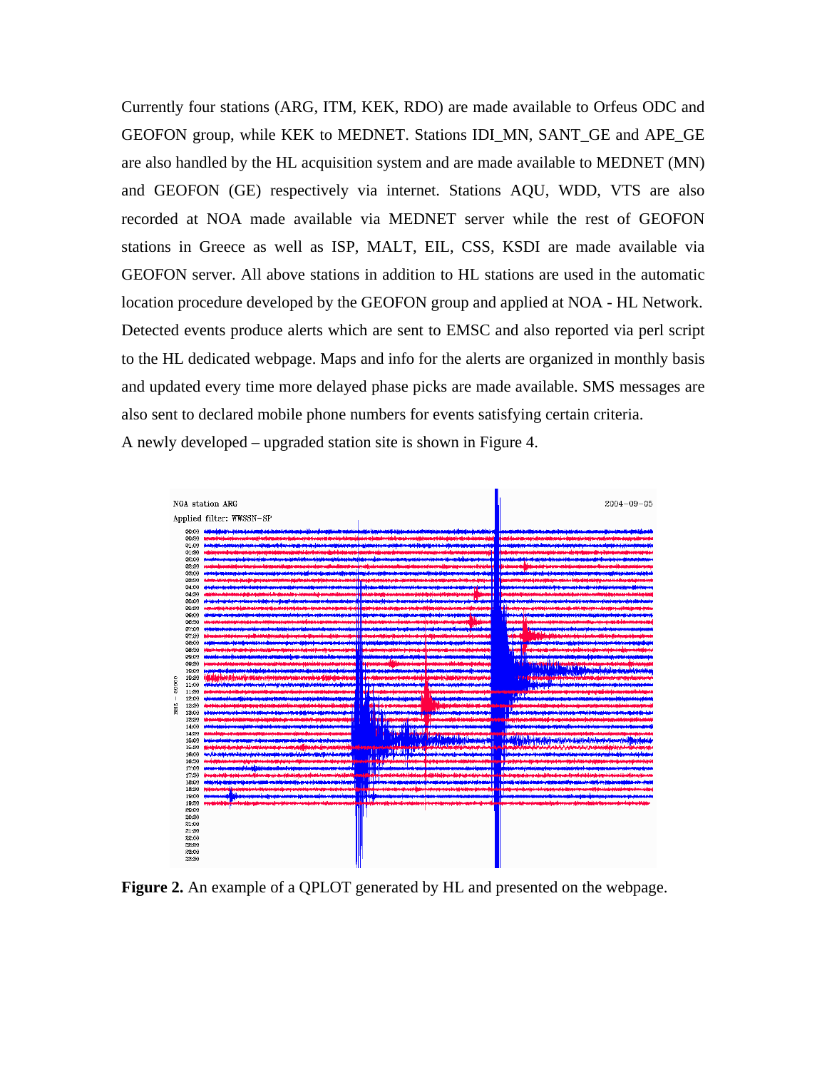Currently four stations (ARG, ITM, KEK, RDO) are made available to Orfeus ODC and GEOFON group, while KEK to MEDNET. Stations IDI_MN, SANT_GE and APE_GE are also handled by the HL acquisition system and are made available to MEDNET (MN) and GEOFON (GE) respectively via internet. Stations AQU, WDD, VTS are also recorded at NOA made available via MEDNET server while the rest of GEOFON stations in Greece as well as ISP, MALT, EIL, CSS, KSDI are made available via GEOFON server. All above stations in addition to HL stations are used in the automatic location procedure developed by the GEOFON group and applied at NOA - HL Network. Detected events produce alerts which are sent to EMSC and also reported via perl script to the HL dedicated webpage. Maps and info for the alerts are organized in monthly basis and updated every time more delayed phase picks are made available. SMS messages are also sent to declared mobile phone numbers for events satisfying certain criteria.

A newly developed – upgraded station site is shown in Figure 4.

**Figure 2.** An example of a QPLOT generated by HL and presented on the webpage.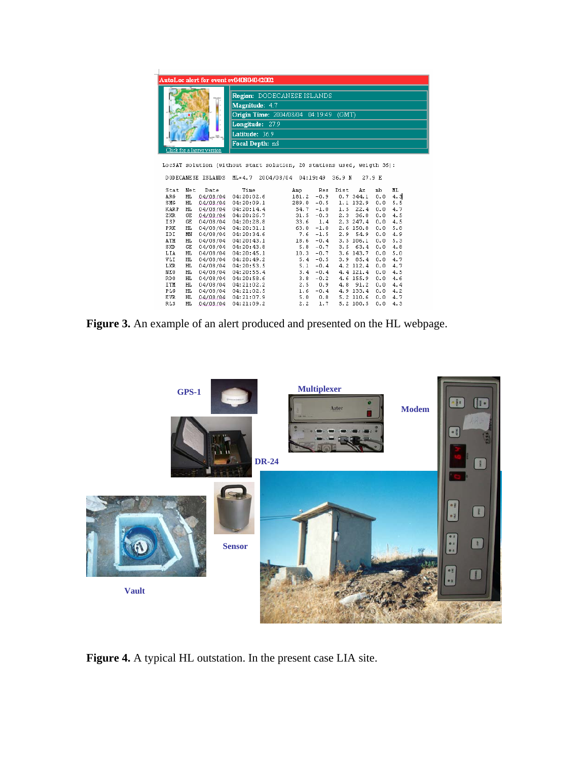AutoLoc alert for event ev040804042002

| | |
|---|---|
| Region: | DODECANESE ISLANDS |
| Magnitude: | 4.7 |
| Origin Time: | 2004/08/04 04:19:49 (GMT) |
| Longitude: | 27.9 |
| Latitude: | 36.9 |
| Focal Depth: | nd |

Click for a larger version

LocSAT solution (without start solution, 20 stations used, weigth 35|:

DODECANESE ISLANDS ML=4.7 2004/08/04 04:19:49 36.9 N 27.9 E

| Stat | Net | Date | Time | Amp | Res | Dist | Az | mb | ML |
|---|---|---|---|---|---|---|---|---|---|
| ARG | HL | 04/08/04 | 04:20:02.6 | 161.2 | -0.9 | 0.7 | 344.1 | 0.0 | 4.3 |
| SMG | HL | 04/08/04 | 04:20:09.1 | 289.0 | -0.5 | 1.1 | 132.9 | 0.0 | 5.5 |
| KARP | HL | 04/08/04 | 04:20:14.4 | 54.7 | -1.0 | 1.5 | 22.4 | 0.0 | 4.7 |
| ZKR | GE | 04/08/04 | 04:20:26.7 | 31.5 | -0.3 | 2.3 | 36.0 | 0.0 | 4.5 |
| ISP | GE | 04/08/04 | 04:20:28.8 | 33.6 | 1.4 | 2.3 | 247.4 | 0.0 | 4.5 |
| PRK | HL | 04/08/04 | 04:20:31.1 | 63.0 | -1.0 | 2.6 | 150.8 | 0.0 | 5.0 |
| IDI | MN | 04/08/04 | 04:20:34.6 | 7.6 | -1.5 | 2.9 | 54.9 | 0.0 | 4.9 |
| ATH | HL | 04/08/04 | 04:20:43.1 | 18.6 | -0.4 | 3.5 | 106.1 | 0.0 | 5.3 |
| SKD | GE | 04/08/04 | 04:20:43.8 | 5.8 | -0.7 | 3.5 | 63.4 | 0.0 | 4.8 |
| LIA | HL | 04/08/04 | 04:20:45.1 | 10.3 | -0.7 | 3.6 | 143.7 | 0.0 | 5.0 |
| VLI | HL | 04/08/04 | 04:20:49.2 | 5.4 | -0.5 | 3.9 | 85.4 | 0.0 | 4.7 |
| LKR | HL | 04/08/04 | 04:20:53.5 | 5.1 | -0.4 | 4.2 | 112.4 | 0.0 | 4.7 |
| NEO | HL | 04/08/04 | 04:20:55.4 | 3.4 | -0.4 | 4.4 | 121.4 | 0.0 | 4.5 |
| RDO | HL | 04/08/04 | 04:20:58.6 | 3.8 | -0.2 | 4.6 | 155.9 | 0.0 | 4.6 |
| ITM | HL | 04/08/04 | 04:21:02.2 | 2.5 | 0.9 | 4.8 | 91.2 | 0.0 | 4.4 |
| PLG | HL | 04/08/04 | 04:21:02.5 | 1.6 | -0.4 | 4.9 | 133.4 | 0.0 | 4.2 |
| EVR | HL | 04/08/04 | 04:21:07.9 | 5.0 | 0.8 | 5.2 | 110.6 | 0.0 | 4.7 |
| RLS | HL | 04/08/04 | 04:21:09.2 | 2.2 | 1.7 | 5.2 | 100.5 | 0.0 | 4.3 |

**Figure 3.** An example of an alert produced and presented on the HL webpage.

GPS-1

Multiplexer

Modem

DR-24

Sensor

Vault

**Figure 4.** A typical HL outstation. In the present case LIA site.